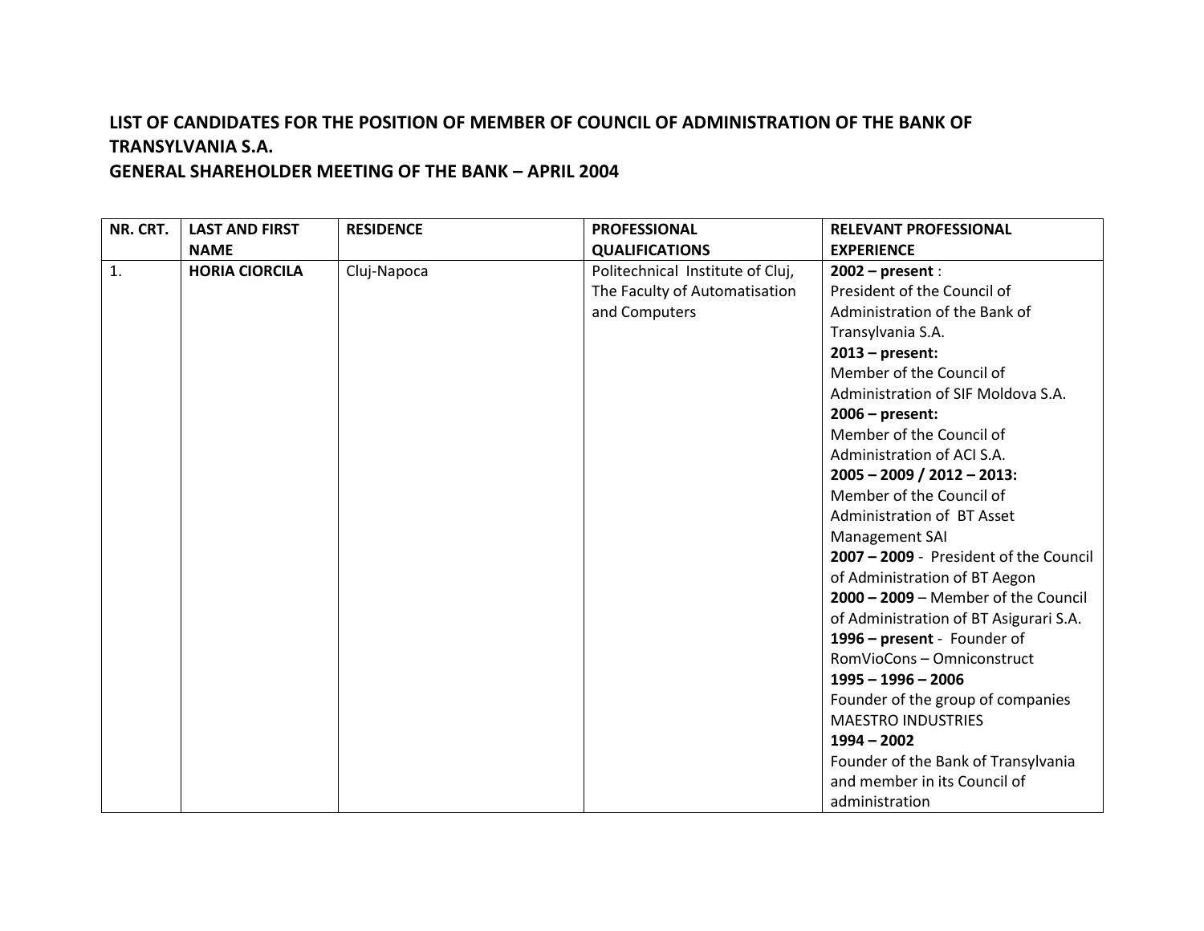**LIST OF CANDIDATES FOR THE POSITION OF MEMBER OF COUNCIL OF ADMINISTRATION OF THE BANK OF TRANSYLVANIA S.A.**

**GENERAL SHAREHOLDER MEETING OF THE BANK – APRIL 2004**

| NR. CRT. | LAST AND FIRST NAME | RESIDENCE | PROFESSIONAL QUALIFICATIONS | RELEVANT PROFESSIONAL EXPERIENCE |
|---|---|---|---|---|
| 1. | **HORIA CIORCILA** | Cluj-Napoca | Politechnical Institute of Cluj, The Faculty of Automatisation and Computers | **2002 – present** :<br>President of the Council of Administration of the Bank of Transylvania S.A.<br>**2013 – present:**<br>Member of the Council of Administration of SIF Moldova S.A.<br>**2006 – present:**<br>Member of the Council of Administration of ACI S.A.<br>**2005 – 2009 / 2012 – 2013:**<br>Member of the Council of Administration of BT Asset Management SAI<br>**2007 – 2009** - President of the Council of Administration of BT Aegon<br>**2000 – 2009** – Member of the Council of Administration of BT Asigurari S.A.<br>**1996 – present** - Founder of RomVioCons – Omniconstruct<br>**1995 – 1996 – 2006**<br>Founder of the group of companies MAESTRO INDUSTRIES<br>**1994 – 2002**<br>Founder of the Bank of Transylvania and member in its Council of administration |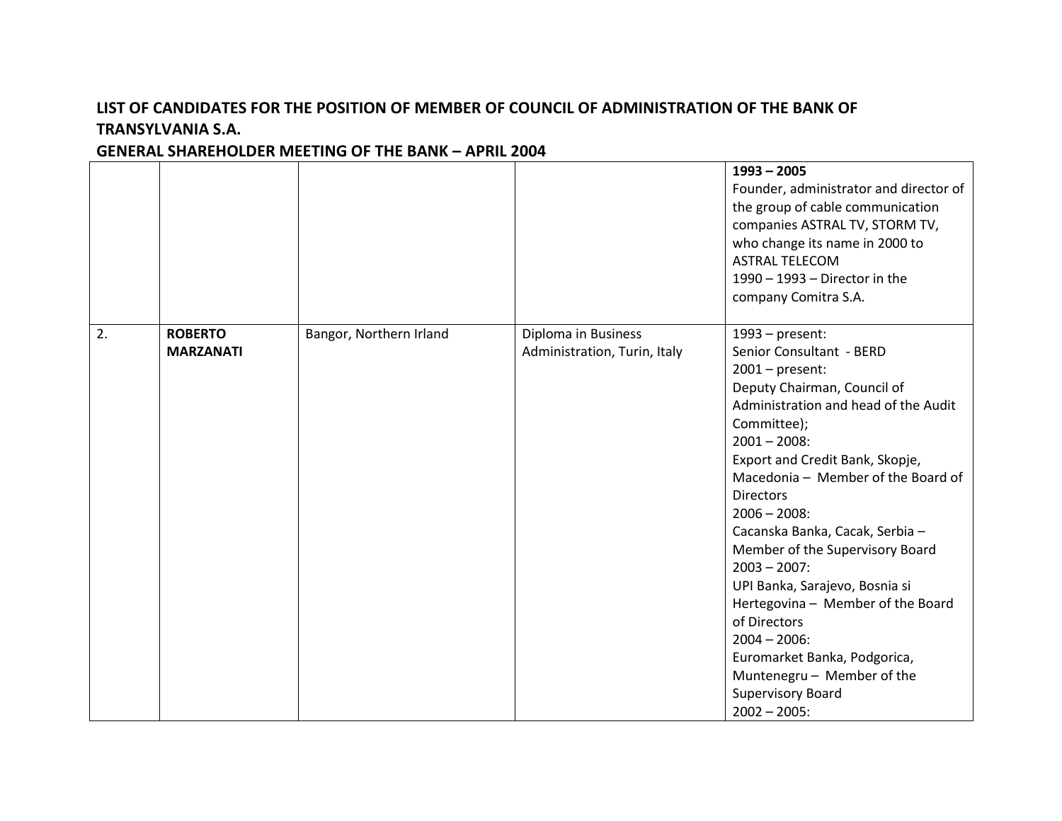## LIST OF CANDIDATES FOR THE POSITION OF MEMBER OF COUNCIL OF ADMINISTRATION OF THE BANK OF TRANSYLVANIA S.A.

## GENERAL SHAREHOLDER MEETING OF THE BANK – APRIL 2004

| | | | | |
|---|---|---|---|---|
| | | | | **1993 – 2005**<br>Founder, administrator and director of the group of cable communication companies ASTRAL TV, STORM TV, who change its name in 2000 to ASTRAL TELECOM<br>1990 – 1993 – Director in the company Comitra S.A. |
| 2. | **ROBERTO MARZANATI** | Bangor, Northern Irland | Diploma in Business Administration, Turin, Italy | 1993 – present:<br>Senior Consultant - BERD<br>2001 – present:<br>Deputy Chairman, Council of Administration and head of the Audit Committee);<br>2001 – 2008:<br>Export and Credit Bank, Skopje, Macedonia – Member of the Board of Directors<br>2006 – 2008:<br>Cacanska Banka, Cacak, Serbia – Member of the Supervisory Board<br>2003 – 2007:<br>UPI Banka, Sarajevo, Bosnia si Hertegovina – Member of the Board of Directors<br>2004 – 2006:<br>Euromarket Banka, Podgorica, Muntenegru – Member of the Supervisory Board<br>2002 – 2005: |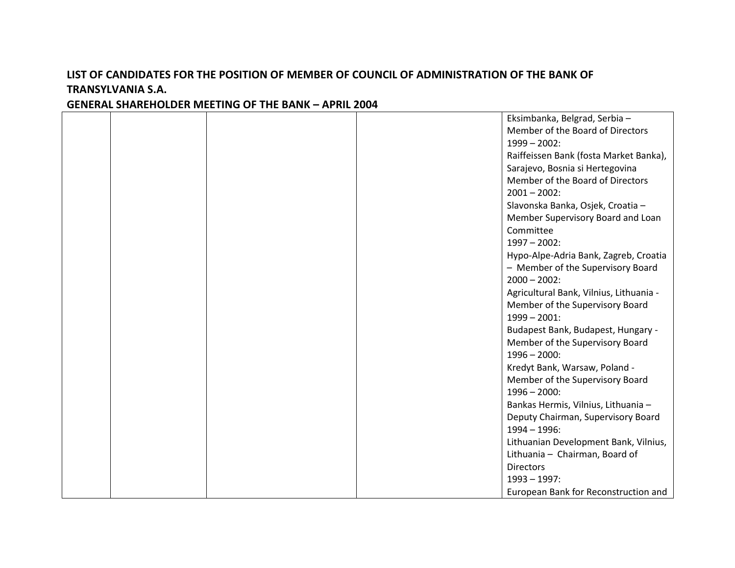**LIST OF CANDIDATES FOR THE POSITION OF MEMBER OF COUNCIL OF ADMINISTRATION OF THE BANK OF TRANSYLVANIA S.A.**

**GENERAL SHAREHOLDER MEETING OF THE BANK – APRIL 2004**

| | | | | |
|---|---|---|---|---|
| | | | | Eksimbanka, Belgrad, Serbia – Member of the Board of Directors<br>1999 – 2002:<br>Raiffeissen Bank (fosta Market Banka), Sarajevo, Bosnia si Hertegovina Member of the Board of Directors<br>2001 – 2002:<br>Slavonska Banka, Osjek, Croatia – Member Supervisory Board and Loan Committee<br>1997 – 2002:<br>Hypo-Alpe-Adria Bank, Zagreb, Croatia – Member of the Supervisory Board<br>2000 – 2002:<br>Agricultural Bank, Vilnius, Lithuania - Member of the Supervisory Board<br>1999 – 2001:<br>Budapest Bank, Budapest, Hungary - Member of the Supervisory Board<br>1996 – 2000:<br>Kredyt Bank, Warsaw, Poland - Member of the Supervisory Board<br>1996 – 2000:<br>Bankas Hermis, Vilnius, Lithuania – Deputy Chairman, Supervisory Board<br>1994 – 1996:<br>Lithuanian Development Bank, Vilnius, Lithuania – Chairman, Board of Directors<br>1993 – 1997:<br>European Bank for Reconstruction and |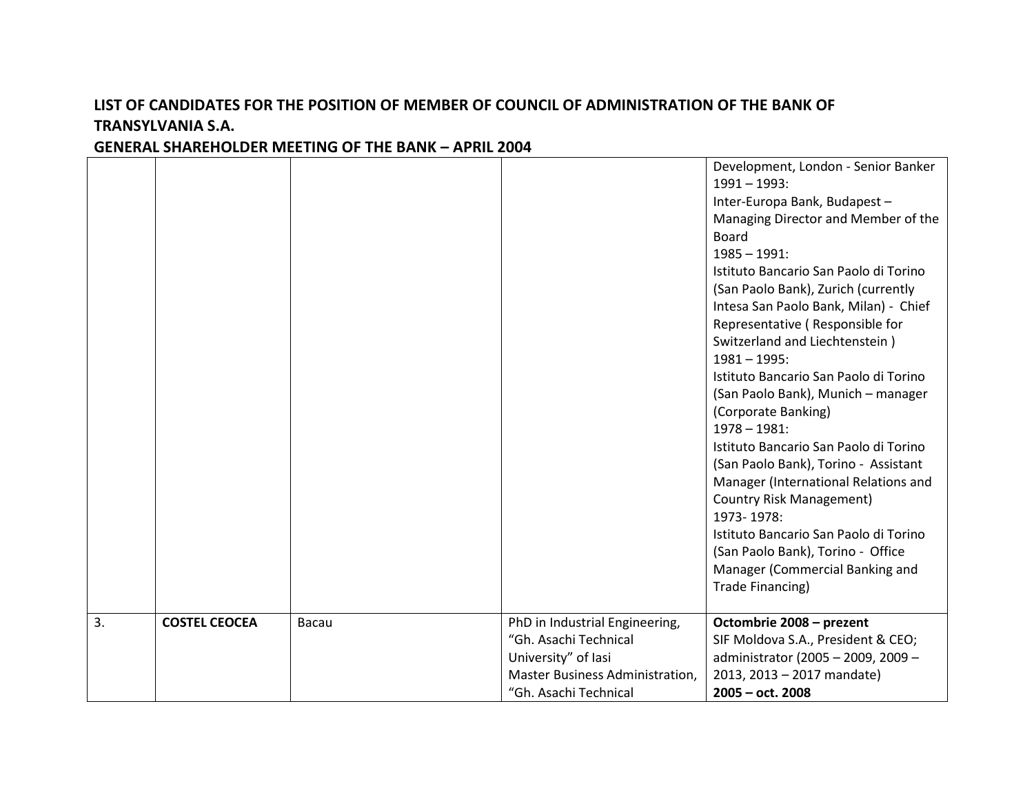**LIST OF CANDIDATES FOR THE POSITION OF MEMBER OF COUNCIL OF ADMINISTRATION OF THE BANK OF TRANSYLVANIA S.A.**

**GENERAL SHAREHOLDER MEETING OF THE BANK – APRIL 2004**

| | | | | |
|---|---|---|---|---|
| | | | | Development, London - Senior Banker<br>1991 – 1993:<br>Inter-Europa Bank, Budapest – Managing Director and Member of the Board<br>1985 – 1991:<br>Istituto Bancario San Paolo di Torino (San Paolo Bank), Zurich (currently Intesa San Paolo Bank, Milan) - Chief Representative ( Responsible for Switzerland and Liechtenstein )<br>1981 – 1995:<br>Istituto Bancario San Paolo di Torino (San Paolo Bank), Munich – manager (Corporate Banking)<br>1978 – 1981:<br>Istituto Bancario San Paolo di Torino (San Paolo Bank), Torino - Assistant Manager (International Relations and Country Risk Management)<br>1973- 1978:<br>Istituto Bancario San Paolo di Torino (San Paolo Bank), Torino - Office Manager (Commercial Banking and Trade Financing) |
| 3. | **COSTEL CEOCEA** | Bacau | PhD in Industrial Engineering, "Gh. Asachi Technical University" of Iasi<br>Master Business Administration, "Gh. Asachi Technical | **Octombrie 2008 – prezent**<br>SIF Moldova S.A., President & CEO; administrator (2005 – 2009, 2009 – 2013, 2013 – 2017 mandate)<br>**2005 – oct. 2008** |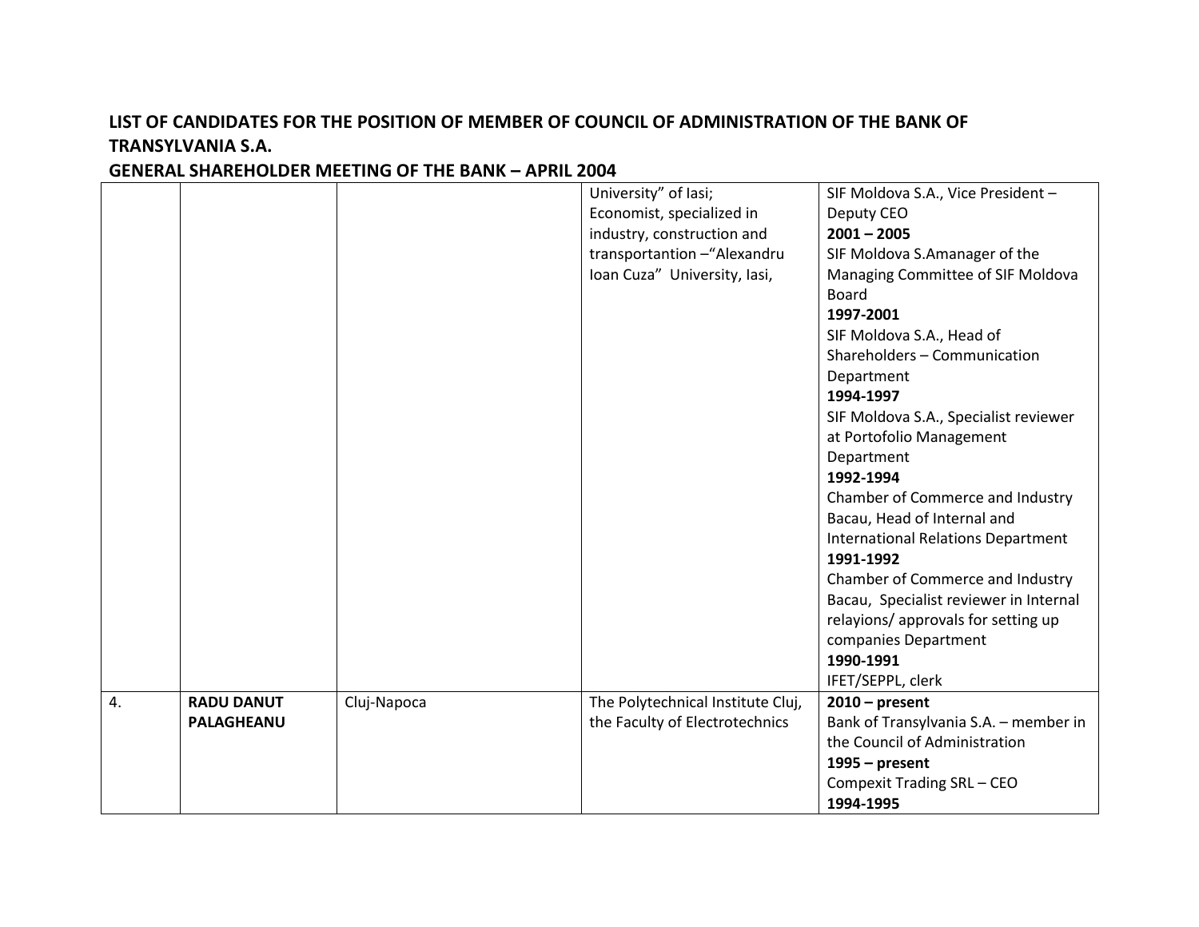**LIST OF CANDIDATES FOR THE POSITION OF MEMBER OF COUNCIL OF ADMINISTRATION OF THE BANK OF TRANSYLVANIA S.A.**

**GENERAL SHAREHOLDER MEETING OF THE BANK – APRIL 2004**

| | | | | |
|---|---|---|---|---|
| | | | University" of Iasi;<br>Economist, specialized in industry, construction and transportantion –"Alexandru Ioan Cuza" University, Iasi, | SIF Moldova S.A., Vice President – Deputy CEO<br>**2001 – 2005**<br>SIF Moldova S.Amanager of the Managing Committee of SIF Moldova Board<br>**1997-2001**<br>SIF Moldova S.A., Head of Shareholders – Communication Department<br>**1994-1997**<br>SIF Moldova S.A., Specialist reviewer at Portofolio Management Department<br>**1992-1994**<br>Chamber of Commerce and Industry Bacau, Head of Internal and International Relations Department<br>**1991-1992**<br>Chamber of Commerce and Industry Bacau, Specialist reviewer in Internal relayions/ approvals for setting up companies Department<br>**1990-1991**<br>IFET/SEPPL, clerk |
| 4. | **RADU DANUT PALAGHEANU** | Cluj-Napoca | The Polytechnical Institute Cluj, the Faculty of Electrotechnics | **2010 – present**<br>Bank of Transylvania S.A. – member in the Council of Administration<br>**1995 – present**<br>Compexit Trading SRL – CEO<br>**1994-1995** |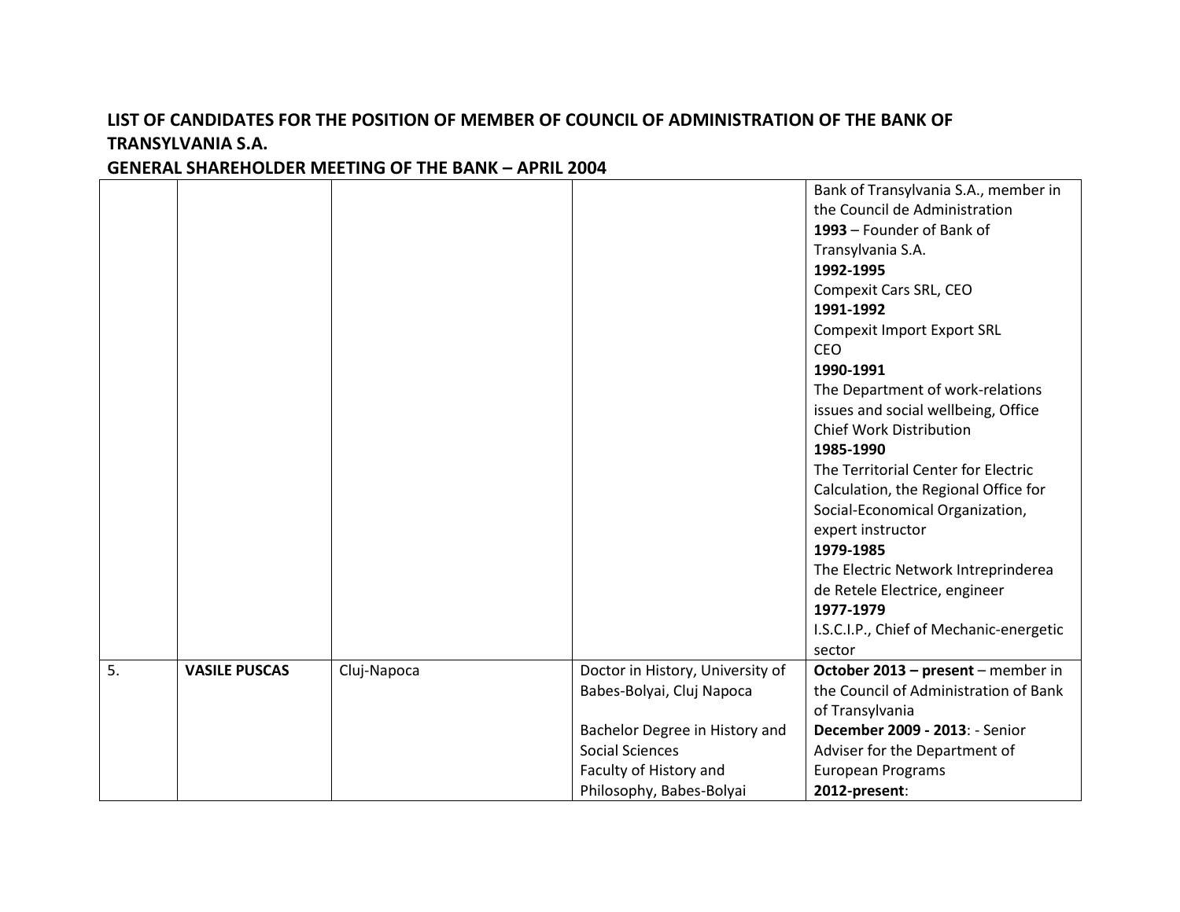**LIST OF CANDIDATES FOR THE POSITION OF MEMBER OF COUNCIL OF ADMINISTRATION OF THE BANK OF TRANSYLVANIA S.A.**

**GENERAL SHAREHOLDER MEETING OF THE BANK – APRIL 2004**

| | | | | |
|---|---|---|---|---|
| | | | | Bank of Transylvania S.A., member in the Council de Administration<br>**1993** – Founder of Bank of Transylvania S.A.<br>**1992-1995**<br>Compexit Cars SRL, CEO<br>**1991-1992**<br>Compexit Import Export SRL<br>CEO<br>**1990-1991**<br>The Department of work-relations issues and social wellbeing, Office Chief Work Distribution<br>**1985-1990**<br>The Territorial Center for Electric Calculation, the Regional Office for Social-Economical Organization, expert instructor<br>**1979-1985**<br>The Electric Network Intreprinderea de Retele Electrice, engineer<br>**1977-1979**<br>I.S.C.I.P., Chief of Mechanic-energetic sector |
| 5. | **VASILE PUSCAS** | Cluj-Napoca | Doctor in History, University of Babes-Bolyai, Cluj Napoca<br><br>Bachelor Degree in History and Social Sciences<br>Faculty of History and Philosophy, Babes-Bolyai | **October 2013 – present** – member in the Council of Administration of Bank of Transylvania<br>**December 2009 - 2013**: - Senior Adviser for the Department of European Programs<br>**2012-present**: |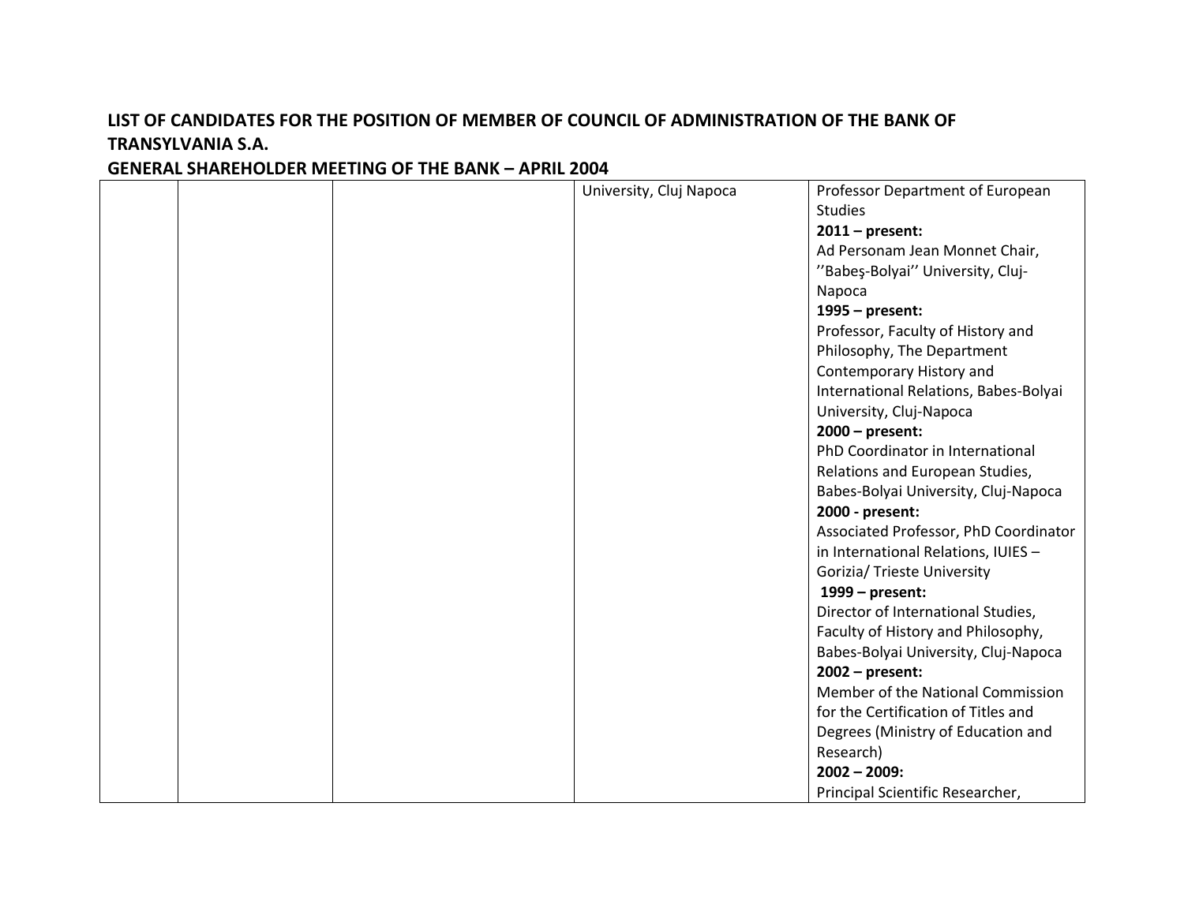**LIST OF CANDIDATES FOR THE POSITION OF MEMBER OF COUNCIL OF ADMINISTRATION OF THE BANK OF TRANSYLVANIA S.A.**

**GENERAL SHAREHOLDER MEETING OF THE BANK – APRIL 2004**

| | | | | |
|---|---|---|---|---|
| | | | University, Cluj Napoca | Professor Department of European Studies<br>**2011 – present:**<br>Ad Personam Jean Monnet Chair, ''Babeş-Bolyai'' University, Cluj-Napoca<br>**1995 – present:**<br>Professor, Faculty of History and Philosophy, The Department Contemporary History and International Relations, Babes-Bolyai University, Cluj-Napoca<br>**2000 – present:**<br>PhD Coordinator in International Relations and European Studies, Babes-Bolyai University, Cluj-Napoca<br>**2000 - present:**<br>Associated Professor, PhD Coordinator in International Relations, IUIES – Gorizia/ Trieste University<br>**1999 – present:**<br>Director of International Studies, Faculty of History and Philosophy, Babes-Bolyai University, Cluj-Napoca<br>**2002 – present:**<br>Member of the National Commission for the Certification of Titles and Degrees (Ministry of Education and Research)<br>**2002 – 2009:**<br>Principal Scientific Researcher, |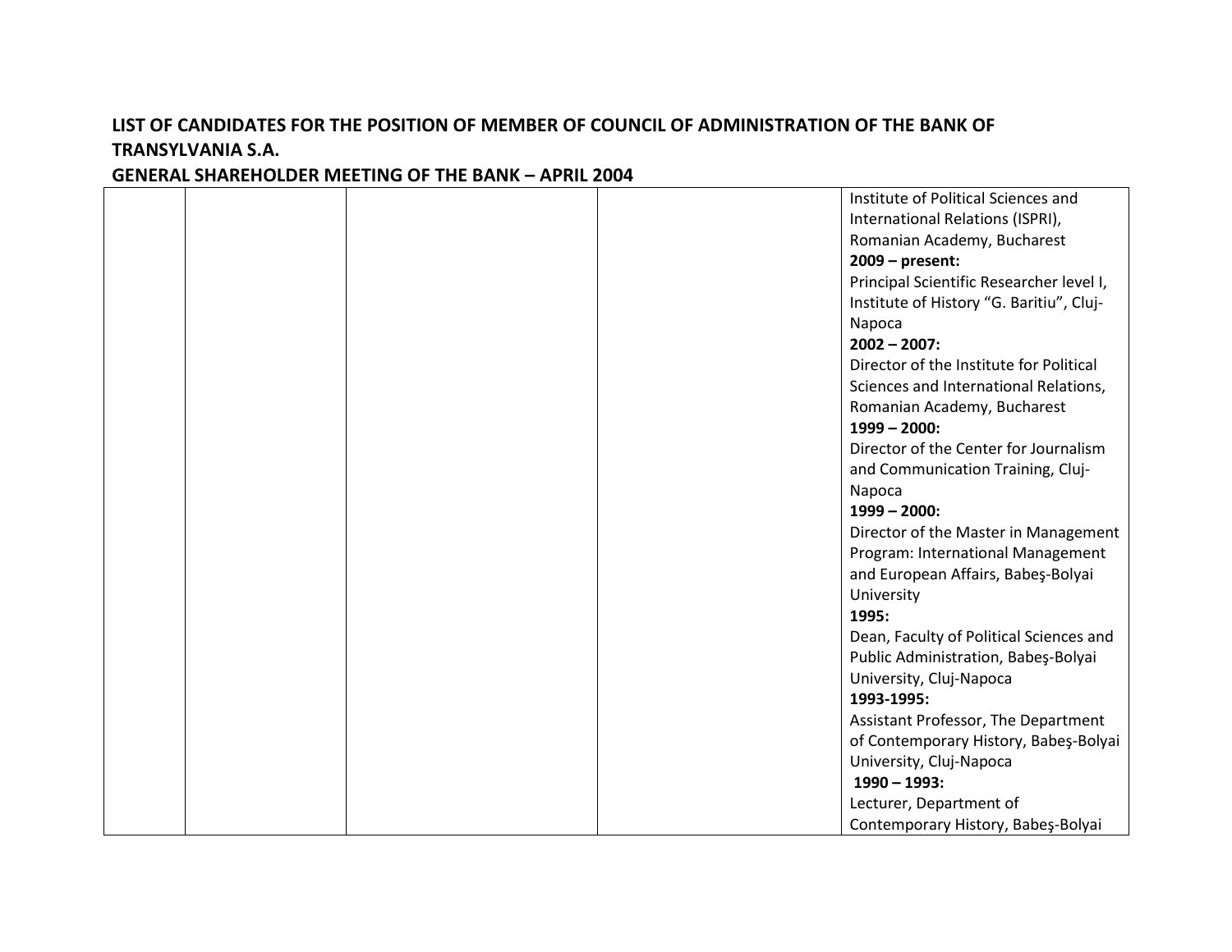**LIST OF CANDIDATES FOR THE POSITION OF MEMBER OF COUNCIL OF ADMINISTRATION OF THE BANK OF TRANSYLVANIA S.A.**

**GENERAL SHAREHOLDER MEETING OF THE BANK – APRIL 2004**

| | | | | |
|---|---|---|---|---|
| | | | | Institute of Political Sciences and International Relations (ISPRI), Romanian Academy, Bucharest<br>**2009 – present:**<br>Principal Scientific Researcher level I, Institute of History "G. Baritiu", Cluj-Napoca<br>**2002 – 2007:**<br>Director of the Institute for Political Sciences and International Relations, Romanian Academy, Bucharest<br>**1999 – 2000:**<br>Director of the Center for Journalism and Communication Training, Cluj-Napoca<br>**1999 – 2000:**<br>Director of the Master in Management Program: International Management and European Affairs, Babeş-Bolyai University<br>**1995:**<br>Dean, Faculty of Political Sciences and Public Administration, Babeş-Bolyai University, Cluj-Napoca<br>**1993-1995:**<br>Assistant Professor, The Department of Contemporary History, Babeş-Bolyai University, Cluj-Napoca<br>**1990 – 1993:**<br>Lecturer, Department of Contemporary History, Babeş-Bolyai |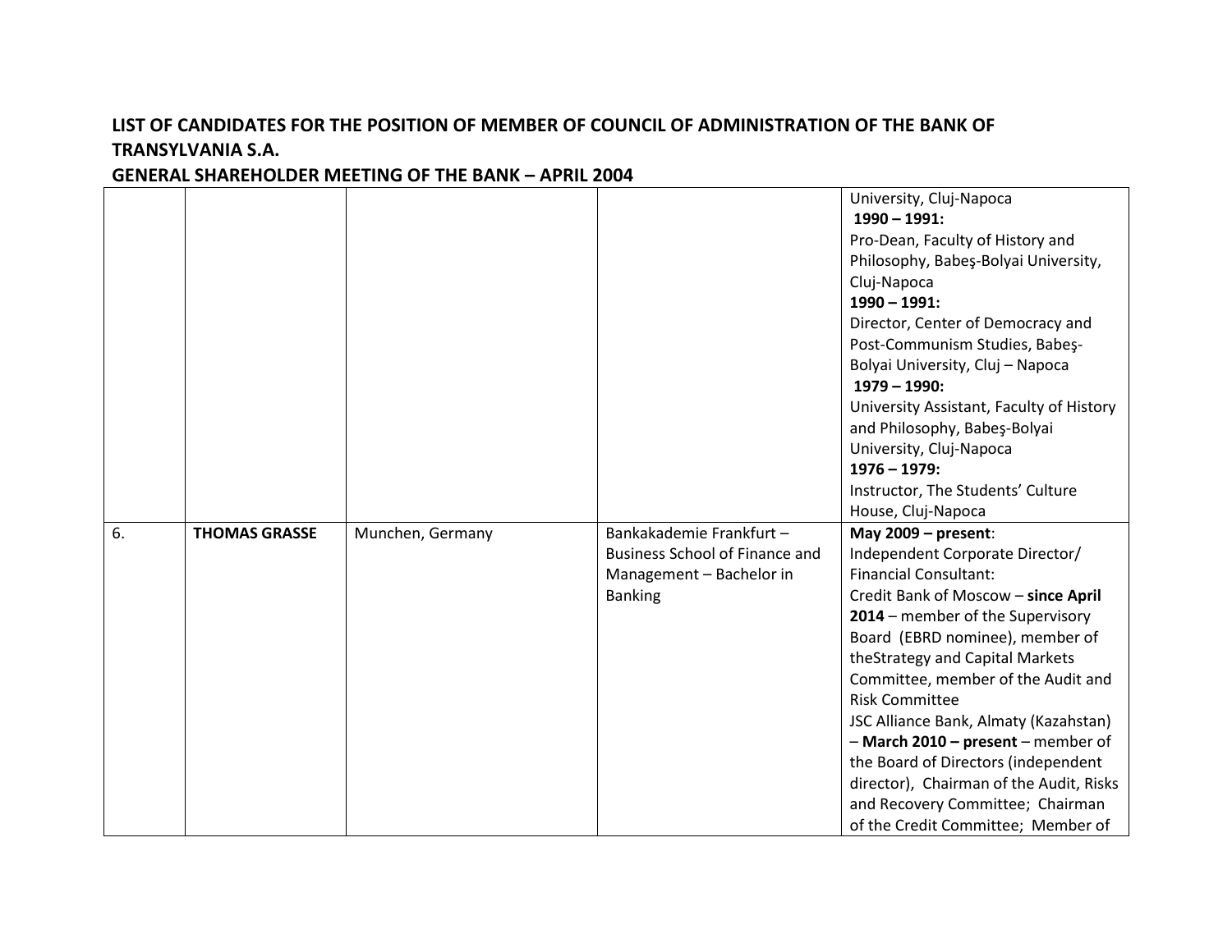**LIST OF CANDIDATES FOR THE POSITION OF MEMBER OF COUNCIL OF ADMINISTRATION OF THE BANK OF TRANSYLVANIA S.A.**

**GENERAL SHAREHOLDER MEETING OF THE BANK – APRIL 2004**

| | | | | |
|---|---|---|---|---|
| | | | | University, Cluj-Napoca<br>**1990 – 1991:**<br>Pro-Dean, Faculty of History and Philosophy, Babeş-Bolyai University, Cluj-Napoca<br>**1990 – 1991:**<br>Director, Center of Democracy and Post-Communism Studies, Babeş-Bolyai University, Cluj – Napoca<br>**1979 – 1990:**<br>University Assistant, Faculty of History and Philosophy, Babeş-Bolyai University, Cluj-Napoca<br>**1976 – 1979:**<br>Instructor, The Students' Culture House, Cluj-Napoca |
| 6. | **THOMAS GRASSE** | Munchen, Germany | Bankakademie Frankfurt – Business School of Finance and Management – Bachelor in Banking | **May 2009 – present**:<br>Independent Corporate Director/ Financial Consultant:<br>Credit Bank of Moscow – **since April 2014** – member of the Supervisory Board (EBRD nominee), member of theStrategy and Capital Markets Committee, member of the Audit and Risk Committee<br>JSC Alliance Bank, Almaty (Kazahstan) – **March 2010 – present** – member of the Board of Directors (independent director), Chairman of the Audit, Risks and Recovery Committee; Chairman of the Credit Committee; Member of |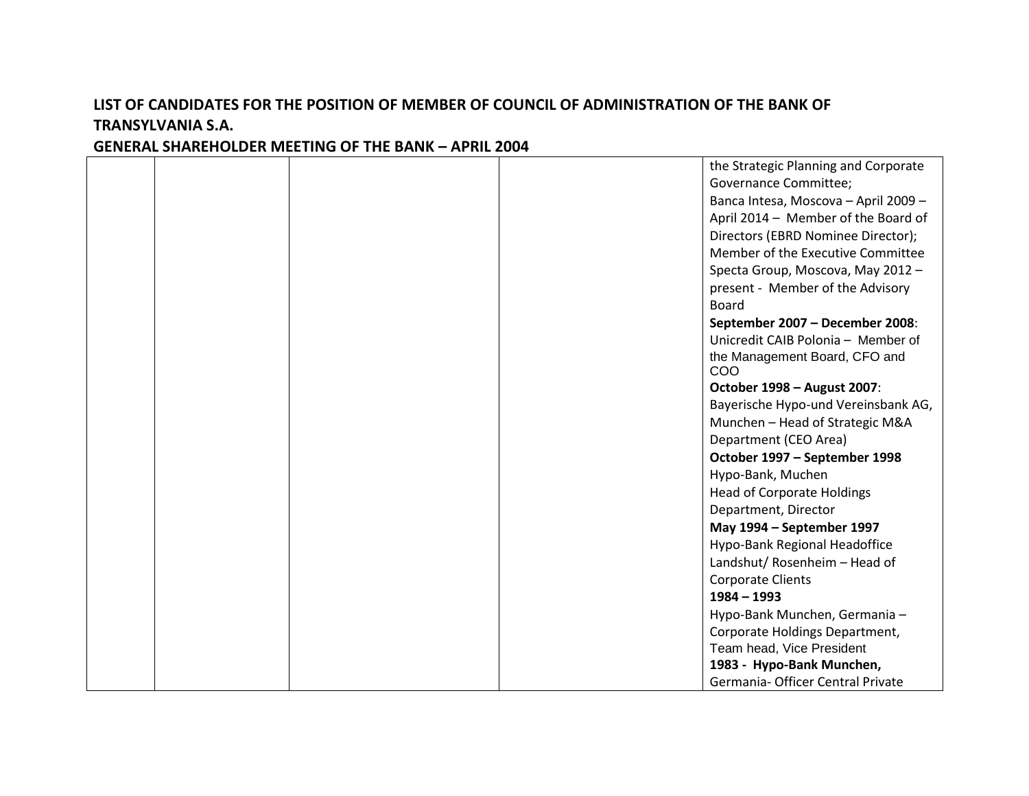**LIST OF CANDIDATES FOR THE POSITION OF MEMBER OF COUNCIL OF ADMINISTRATION OF THE BANK OF TRANSYLVANIA S.A.**

**GENERAL SHAREHOLDER MEETING OF THE BANK – APRIL 2004**

| | | | | |
|---|---|---|---|---|
| | | | | the Strategic Planning and Corporate Governance Committee;<br>Banca Intesa, Moscova – April 2009 – April 2014 – Member of the Board of Directors (EBRD Nominee Director); Member of the Executive Committee<br>Specta Group, Moscova, May 2012 – present - Member of the Advisory Board<br>**September 2007 – December 2008**: Unicredit CAIB Polonia – Member of the Management Board, CFO and COO<br>**October 1998 – August 2007**: Bayerische Hypo-und Vereinsbank AG, Munchen – Head of Strategic M&A Department (CEO Area)<br>**October 1997 – September 1998**<br>Hypo-Bank, Muchen<br>Head of Corporate Holdings Department, Director<br>**May 1994 – September 1997**<br>Hypo-Bank Regional Headoffice Landshut/ Rosenheim – Head of Corporate Clients<br>**1984 – 1993**<br>Hypo-Bank Munchen, Germania – Corporate Holdings Department, Team head, Vice President<br>**1983 - Hypo-Bank Munchen,** Germania- Officer Central Private |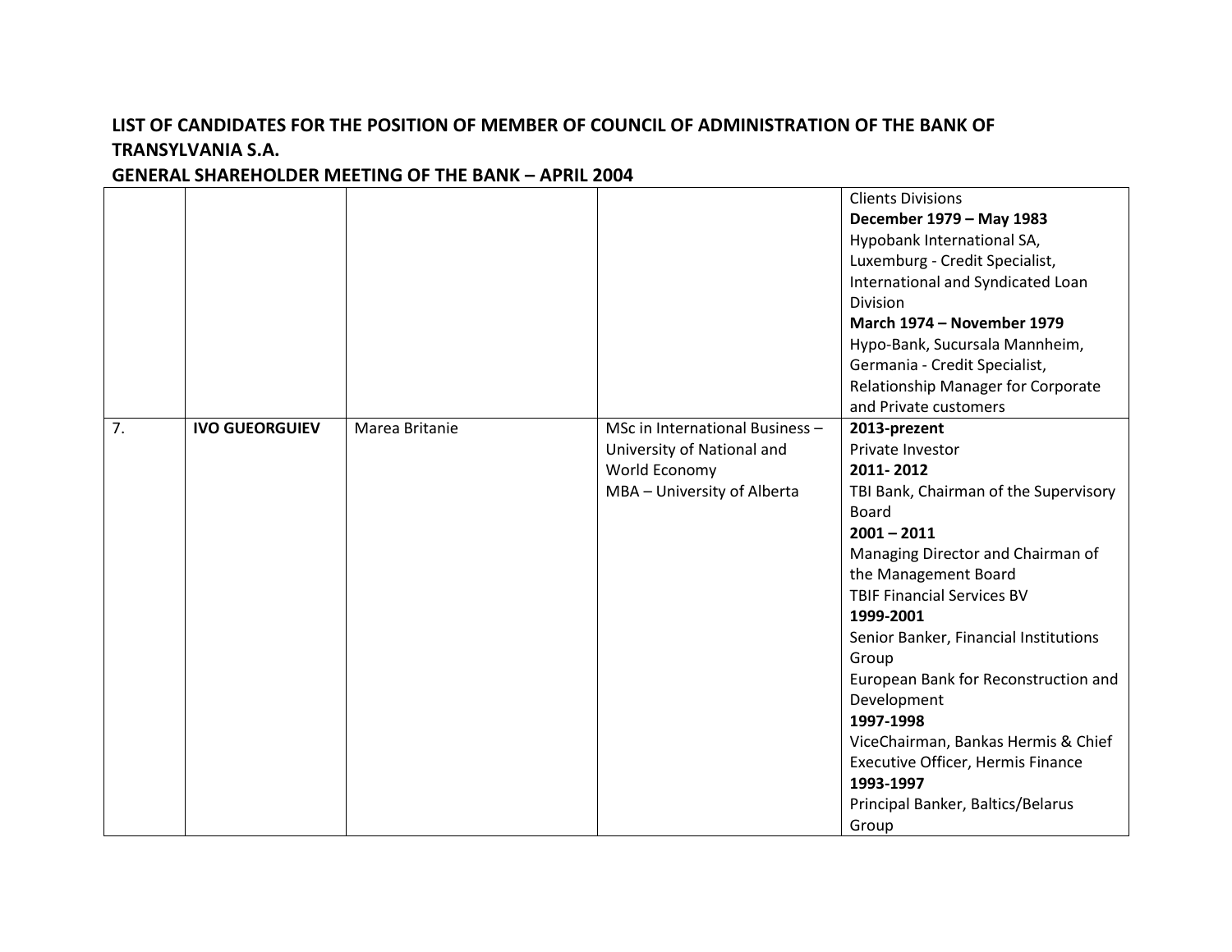# LIST OF CANDIDATES FOR THE POSITION OF MEMBER OF COUNCIL OF ADMINISTRATION OF THE BANK OF TRANSYLVANIA S.A.

## GENERAL SHAREHOLDER MEETING OF THE BANK – APRIL 2004

| | | | | |
|---|---|---|---|---|
| | | | | Clients Divisions<br>**December 1979 – May 1983**<br>Hypobank International SA, Luxemburg - Credit Specialist, International and Syndicated Loan Division<br>**March 1974 – November 1979**<br>Hypo-Bank, Sucursala Mannheim, Germania - Credit Specialist, Relationship Manager for Corporate and Private customers |
| 7. | **IVO GUEORGUIEV** | Marea Britanie | MSc in International Business – University of National and World Economy<br>MBA – University of Alberta | **2013-prezent**<br>Private Investor<br>**2011- 2012**<br>TBI Bank, Chairman of the Supervisory Board<br>**2001 – 2011**<br>Managing Director and Chairman of the Management Board<br>TBIF Financial Services BV<br>**1999-2001**<br>Senior Banker, Financial Institutions Group<br>European Bank for Reconstruction and Development<br>**1997-1998**<br>ViceChairman, Bankas Hermis & Chief Executive Officer, Hermis Finance<br>**1993-1997**<br>Principal Banker, Baltics/Belarus Group |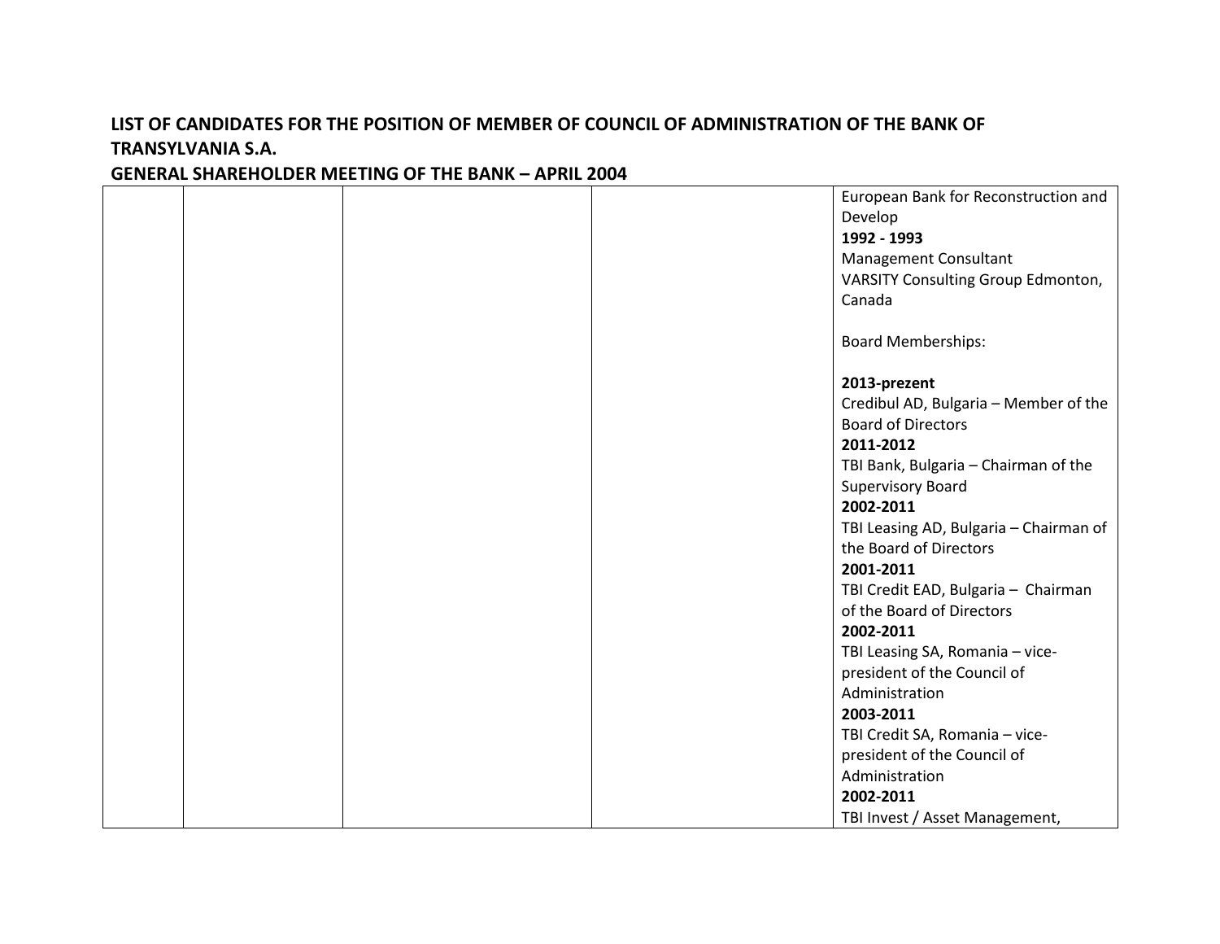**LIST OF CANDIDATES FOR THE POSITION OF MEMBER OF COUNCIL OF ADMINISTRATION OF THE BANK OF TRANSYLVANIA S.A.**

**GENERAL SHAREHOLDER MEETING OF THE BANK – APRIL 2004**

| | | | | |
|---|---|---|---|---|
| | | | | European Bank for Reconstruction and Develop<br>**1992 - 1993**<br>Management Consultant<br>VARSITY Consulting Group Edmonton, Canada<br><br>Board Memberships:<br><br>**2013-prezent**<br>Credibul AD, Bulgaria – Member of the Board of Directors<br>**2011-2012**<br>TBI Bank, Bulgaria – Chairman of the Supervisory Board<br>**2002-2011**<br>TBI Leasing AD, Bulgaria – Chairman of the Board of Directors<br>**2001-2011**<br>TBI Credit EAD, Bulgaria – Chairman of the Board of Directors<br>**2002-2011**<br>TBI Leasing SA, Romania – vice-president of the Council of Administration<br>**2003-2011**<br>TBI Credit SA, Romania – vice-president of the Council of Administration<br>**2002-2011**<br>TBI Invest / Asset Management, |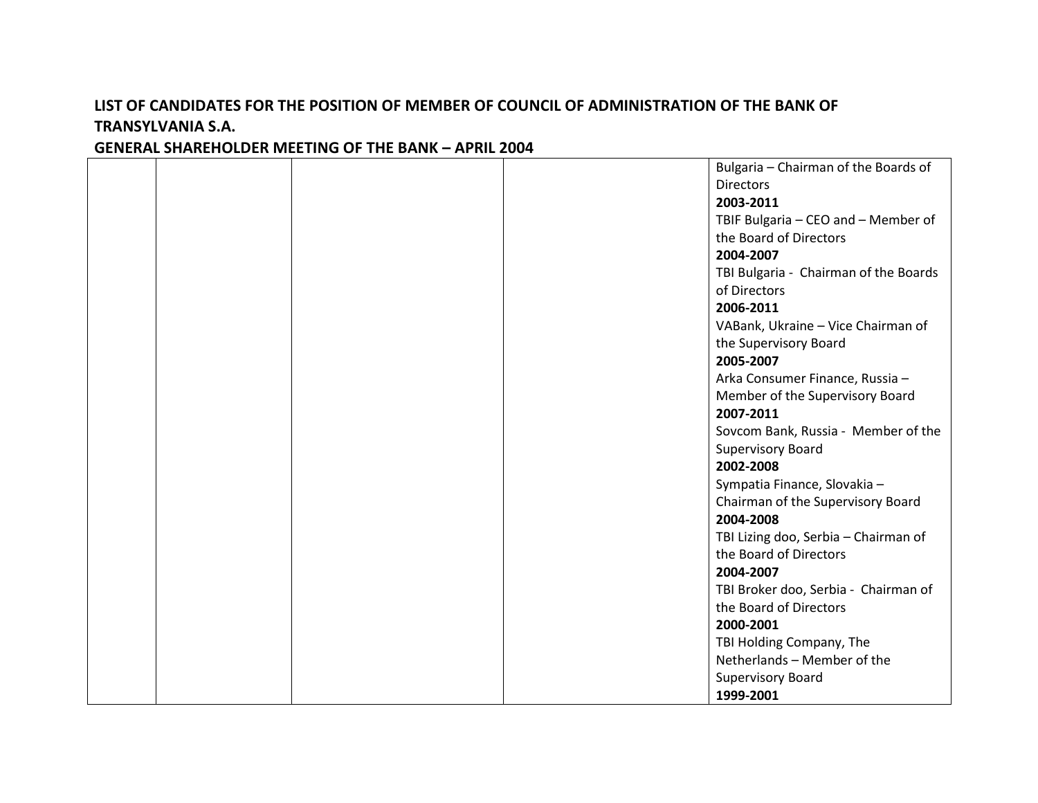**LIST OF CANDIDATES FOR THE POSITION OF MEMBER OF COUNCIL OF ADMINISTRATION OF THE BANK OF TRANSYLVANIA S.A.**

**GENERAL SHAREHOLDER MEETING OF THE BANK – APRIL 2004**

| | | | | |
|---|---|---|---|---|
| | | | | Bulgaria – Chairman of the Boards of Directors<br>**2003-2011**<br>TBIF Bulgaria – CEO and – Member of the Board of Directors<br>**2004-2007**<br>TBI Bulgaria - Chairman of the Boards of Directors<br>**2006-2011**<br>VABank, Ukraine – Vice Chairman of the Supervisory Board<br>**2005-2007**<br>Arka Consumer Finance, Russia – Member of the Supervisory Board<br>**2007-2011**<br>Sovcom Bank, Russia - Member of the Supervisory Board<br>**2002-2008**<br>Sympatia Finance, Slovakia – Chairman of the Supervisory Board<br>**2004-2008**<br>TBI Lizing doo, Serbia – Chairman of the Board of Directors<br>**2004-2007**<br>TBI Broker doo, Serbia - Chairman of the Board of Directors<br>**2000-2001**<br>TBI Holding Company, The Netherlands – Member of the Supervisory Board<br>**1999-2001** |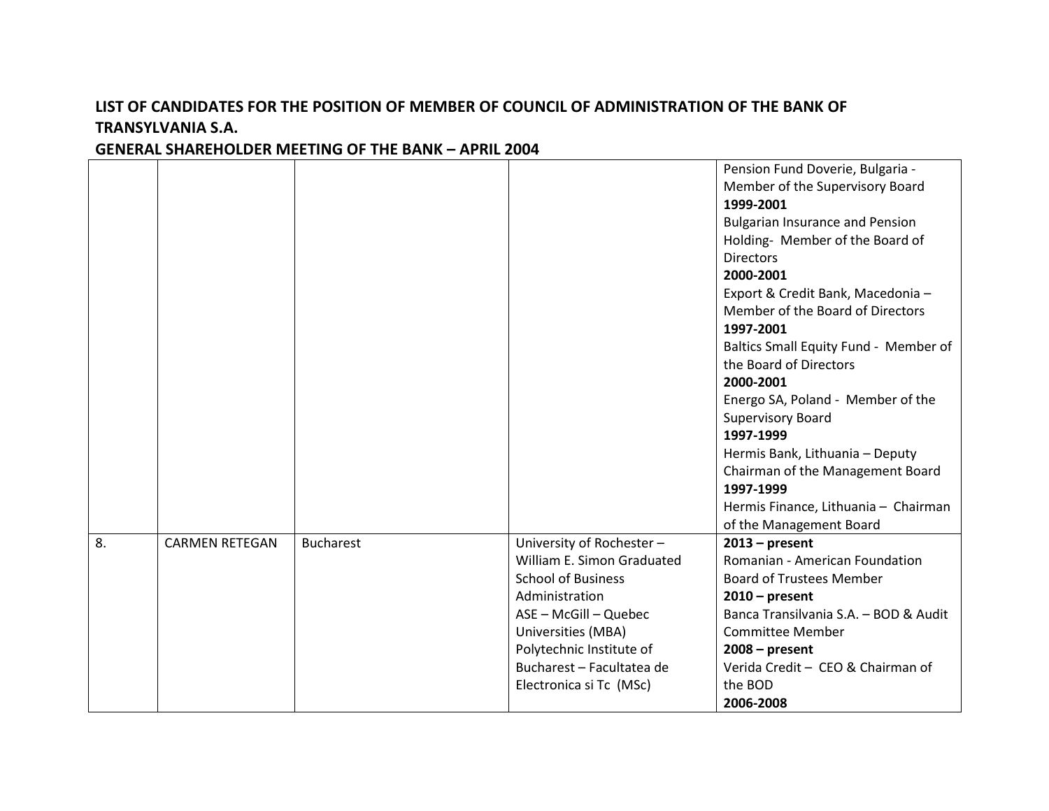**LIST OF CANDIDATES FOR THE POSITION OF MEMBER OF COUNCIL OF ADMINISTRATION OF THE BANK OF TRANSYLVANIA S.A.**

**GENERAL SHAREHOLDER MEETING OF THE BANK – APRIL 2004**

| | | | | |
|---|---|---|---|---|
| | | | | Pension Fund Doverie, Bulgaria - Member of the Supervisory Board<br>**1999-2001**<br>Bulgarian Insurance and Pension Holding- Member of the Board of Directors<br>**2000-2001**<br>Export & Credit Bank, Macedonia – Member of the Board of Directors<br>**1997-2001**<br>Baltics Small Equity Fund - Member of the Board of Directors<br>**2000-2001**<br>Energo SA, Poland - Member of the Supervisory Board<br>**1997-1999**<br>Hermis Bank, Lithuania – Deputy Chairman of the Management Board<br>**1997-1999**<br>Hermis Finance, Lithuania – Chairman of the Management Board |
| 8. | CARMEN RETEGAN | Bucharest | University of Rochester – William E. Simon Graduated School of Business Administration<br>ASE – McGill – Quebec Universities (MBA)<br>Polytechnic Institute of Bucharest – Facultatea de Electronica si Tc (MSc) | **2013 – present**<br>Romanian - American Foundation Board of Trustees Member<br>**2010 – present**<br>Banca Transilvania S.A. – BOD & Audit Committee Member<br>**2008 – present**<br>Verida Credit – CEO & Chairman of the BOD<br>**2006-2008** |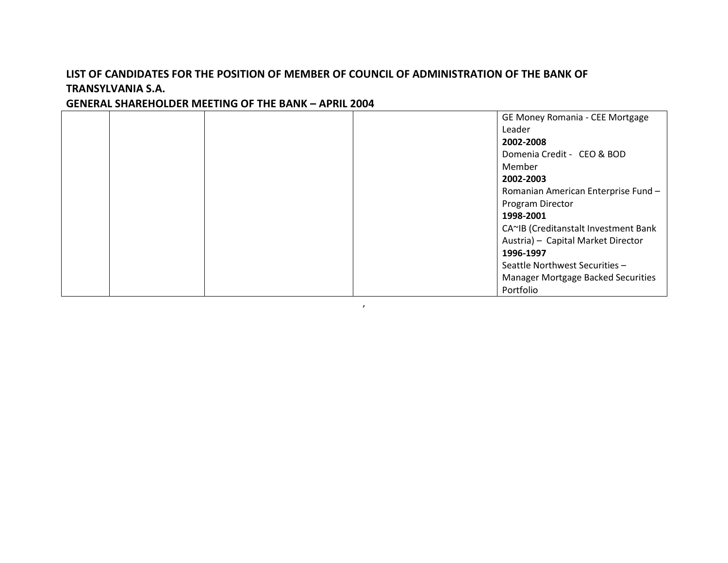**LIST OF CANDIDATES FOR THE POSITION OF MEMBER OF COUNCIL OF ADMINISTRATION OF THE BANK OF TRANSYLVANIA S.A.**

**GENERAL SHAREHOLDER MEETING OF THE BANK – APRIL 2004**

| | | | | |
|---|---|---|---|---|
| | | | | GE Money Romania - CEE Mortgage Leader<br>**2002-2008**<br>Domenia Credit - CEO & BOD Member<br>**2002-2003**<br>Romanian American Enterprise Fund – Program Director<br>**1998-2001**<br>CA~IB (Creditanstalt Investment Bank Austria) – Capital Market Director<br>**1996-1997**<br>Seattle Northwest Securities – Manager Mortgage Backed Securities Portfolio |

,